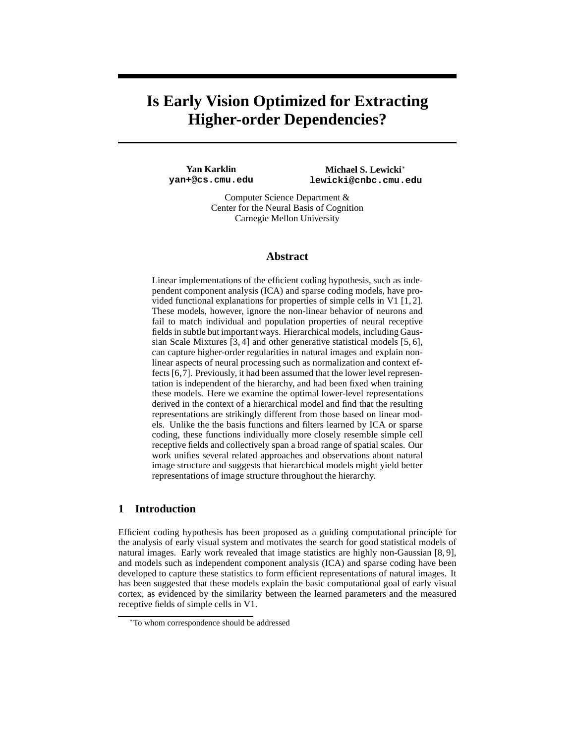# Is Early Vision Optimized for Extracting Higher-order Dependencies?

**Yan Karklin**
`yan+@cs.cmu.edu`

**Michael S. Lewicki***
`lewicki@cnbc.cmu.edu`

Computer Science Department &
Center for the Neural Basis of Cognition
Carnegie Mellon University

## Abstract

Linear implementations of the efficient coding hypothesis, such as independent component analysis (ICA) and sparse coding models, have provided functional explanations for properties of simple cells in V1 [1, 2]. These models, however, ignore the non-linear behavior of neurons and fail to match individual and population properties of neural receptive fields in subtle but important ways. Hierarchical models, including Gaussian Scale Mixtures [3, 4] and other generative statistical models [5, 6], can capture higher-order regularities in natural images and explain non-linear aspects of neural processing such as normalization and context effects [6, 7]. Previously, it had been assumed that the lower level representation is independent of the hierarchy, and had been fixed when training these models. Here we examine the optimal lower-level representations derived in the context of a hierarchical model and find that the resulting representations are strikingly different from those based on linear models. Unlike the the basis functions and filters learned by ICA or sparse coding, these functions individually more closely resemble simple cell receptive fields and collectively span a broad range of spatial scales. Our work unifies several related approaches and observations about natural image structure and suggests that hierarchical models might yield better representations of image structure throughout the hierarchy.

## 1 Introduction

Efficient coding hypothesis has been proposed as a guiding computational principle for the analysis of early visual system and motivates the search for good statistical models of natural images. Early work revealed that image statistics are highly non-Gaussian [8, 9], and models such as independent component analysis (ICA) and sparse coding have been developed to capture these statistics to form efficient representations of natural images. It has been suggested that these models explain the basic computational goal of early visual cortex, as evidenced by the similarity between the learned parameters and the measured receptive fields of simple cells in V1.

*To whom correspondence should be addressed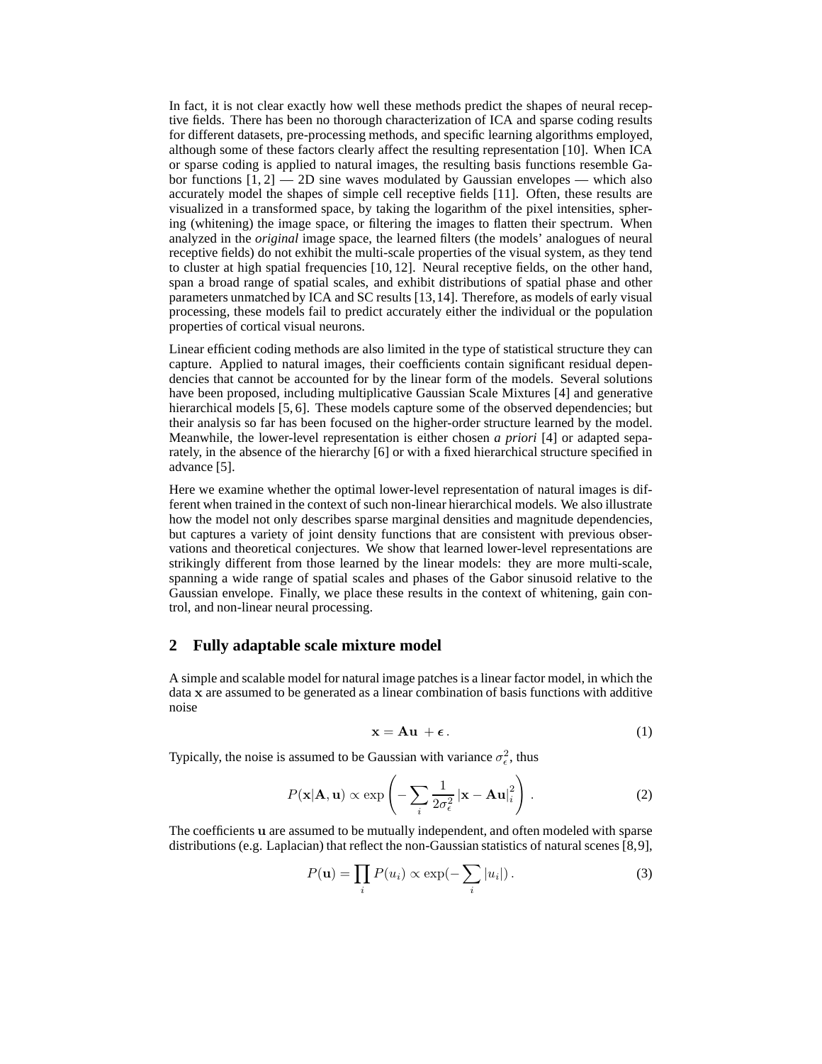In fact, it is not clear exactly how well these methods predict the shapes of neural receptive fields. There has been no thorough characterization of ICA and sparse coding results for different datasets, pre-processing methods, and specific learning algorithms employed, although some of these factors clearly affect the resulting representation [10]. When ICA or sparse coding is applied to natural images, the resulting basis functions resemble Gabor functions [1, 2] — 2D sine waves modulated by Gaussian envelopes — which also accurately model the shapes of simple cell receptive fields [11]. Often, these results are visualized in a transformed space, by taking the logarithm of the pixel intensities, sphering (whitening) the image space, or filtering the images to flatten their spectrum. When analyzed in the *original* image space, the learned filters (the models' analogues of neural receptive fields) do not exhibit the multi-scale properties of the visual system, as they tend to cluster at high spatial frequencies [10, 12]. Neural receptive fields, on the other hand, span a broad range of spatial scales, and exhibit distributions of spatial phase and other parameters unmatched by ICA and SC results [13,14]. Therefore, as models of early visual processing, these models fail to predict accurately either the individual or the population properties of cortical visual neurons.

Linear efficient coding methods are also limited in the type of statistical structure they can capture. Applied to natural images, their coefficients contain significant residual dependencies that cannot be accounted for by the linear form of the models. Several solutions have been proposed, including multiplicative Gaussian Scale Mixtures [4] and generative hierarchical models [5, 6]. These models capture some of the observed dependencies; but their analysis so far has been focused on the higher-order structure learned by the model. Meanwhile, the lower-level representation is either chosen *a priori* [4] or adapted separately, in the absence of the hierarchy [6] or with a fixed hierarchical structure specified in advance [5].

Here we examine whether the optimal lower-level representation of natural images is different when trained in the context of such non-linear hierarchical models. We also illustrate how the model not only describes sparse marginal densities and magnitude dependencies, but captures a variety of joint density functions that are consistent with previous observations and theoretical conjectures. We show that learned lower-level representations are strikingly different from those learned by the linear models: they are more multi-scale, spanning a wide range of spatial scales and phases of the Gabor sinusoid relative to the Gaussian envelope. Finally, we place these results in the context of whitening, gain control, and non-linear neural processing.

## 2 Fully adaptable scale mixture model

A simple and scalable model for natural image patches is a linear factor model, in which the data $\mathbf{x}$ are assumed to be generated as a linear combination of basis functions with additive noise

$$\mathbf{x} = \mathbf{A}\mathbf{u} + \boldsymbol{\epsilon}\,. \tag{1}$$

Typically, the noise is assumed to be Gaussian with variance $\sigma_\epsilon^2$, thus

$$P(\mathbf{x}|\mathbf{A}, \mathbf{u}) \propto \exp\left( -\sum_i \frac{1}{2\sigma_\epsilon^2} \left|\mathbf{x} - \mathbf{A}\mathbf{u}\right|_i^2 \right)\,. \tag{2}$$

The coefficients $\mathbf{u}$ are assumed to be mutually independent, and often modeled with sparse distributions (e.g. Laplacian) that reflect the non-Gaussian statistics of natural scenes [8,9],

$$P(\mathbf{u}) = \prod_i P(u_i) \propto \exp(-\sum_i |u_i|)\,. \tag{3}$$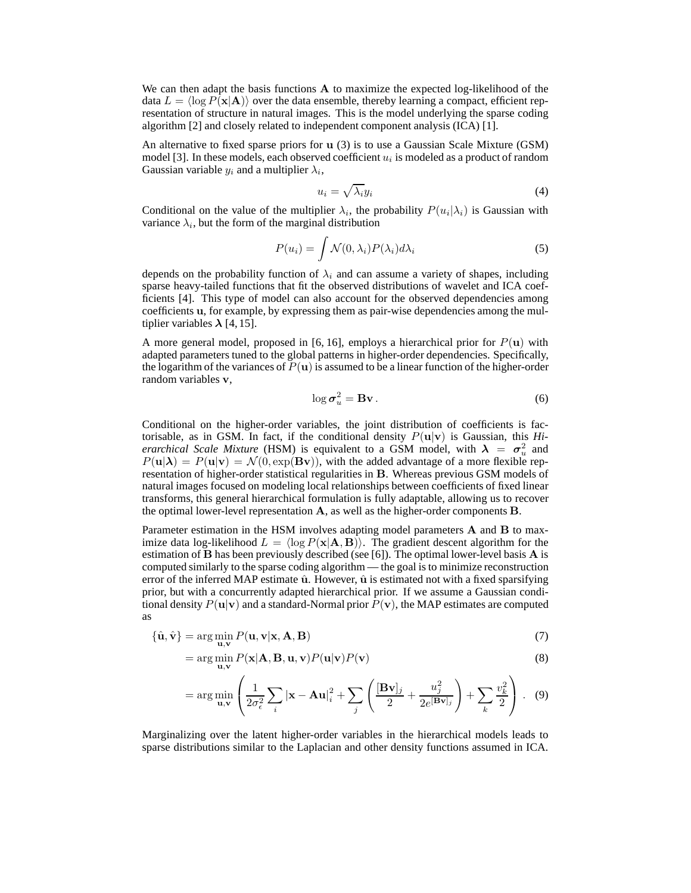We can then adapt the basis functions $\mathbf{A}$ to maximize the expected log-likelihood of the data $L = \langle \log P(\mathbf{x}|\mathbf{A}) \rangle$ over the data ensemble, thereby learning a compact, efficient representation of structure in natural images. This is the model underlying the sparse coding algorithm [2] and closely related to independent component analysis (ICA) [1].

An alternative to fixed sparse priors for $\mathbf{u}$ (3) is to use a Gaussian Scale Mixture (GSM) model [3]. In these models, each observed coefficient $u_i$ is modeled as a product of random Gaussian variable $y_i$ and a multiplier $\lambda_i$,

$$u_i = \sqrt{\lambda_i} y_i \tag{4}$$

Conditional on the value of the multiplier $\lambda_i$, the probability $P(u_i|\lambda_i)$ is Gaussian with variance $\lambda_i$, but the form of the marginal distribution

$$P(u_i) = \int \mathcal{N}(0, \lambda_i) P(\lambda_i) d\lambda_i \tag{5}$$

depends on the probability function of $\lambda_i$ and can assume a variety of shapes, including sparse heavy-tailed functions that fit the observed distributions of wavelet and ICA coefficients [4]. This type of model can also account for the observed dependencies among coefficients $\mathbf{u}$, for example, by expressing them as pair-wise dependencies among the multiplier variables $\boldsymbol{\lambda}$ [4, 15].

A more general model, proposed in [6, 16], employs a hierarchical prior for $P(\mathbf{u})$ with adapted parameters tuned to the global patterns in higher-order dependencies. Specifically, the logarithm of the variances of $P(\mathbf{u})$ is assumed to be a linear function of the higher-order random variables $\mathbf{v}$,

$$\log \boldsymbol{\sigma}_u^2 = \mathbf{B}\mathbf{v}\,. \tag{6}$$

Conditional on the higher-order variables, the joint distribution of coefficients is factorisable, as in GSM. In fact, if the conditional density $P(\mathbf{u}|\mathbf{v})$ is Gaussian, this *Hierarchical Scale Mixture* (HSM) is equivalent to a GSM model, with $\boldsymbol{\lambda} = \boldsymbol{\sigma}_u^2$ and $P(\mathbf{u}|\boldsymbol{\lambda}) = P(\mathbf{u}|\mathbf{v}) = \mathcal{N}(0, \exp(\mathbf{B}\mathbf{v}))$, with the added advantage of a more flexible representation of higher-order statistical regularities in $\mathbf{B}$. Whereas previous GSM models of natural images focused on modeling local relationships between coefficients of fixed linear transforms, this general hierarchical formulation is fully adaptable, allowing us to recover the optimal lower-level representation $\mathbf{A}$, as well as the higher-order components $\mathbf{B}$.

Parameter estimation in the HSM involves adapting model parameters $\mathbf{A}$ and $\mathbf{B}$ to maximize data log-likelihood $L = \langle \log P(\mathbf{x}|\mathbf{A}, \mathbf{B}) \rangle$. The gradient descent algorithm for the estimation of $\mathbf{B}$ has been previously described (see [6]). The optimal lower-level basis $\mathbf{A}$ is computed similarly to the sparse coding algorithm — the goal is to minimize reconstruction error of the inferred MAP estimate $\hat{\mathbf{u}}$. However, $\hat{\mathbf{u}}$ is estimated not with a fixed sparsifying prior, but with a concurrently adapted hierarchical prior. If we assume a Gaussian conditional density $P(\mathbf{u}|\mathbf{v})$ and a standard-Normal prior $P(\mathbf{v})$, the MAP estimates are computed as

$$\{\hat{\mathbf{u}}, \hat{\mathbf{v}}\} = \arg\min_{\mathbf{u},\mathbf{v}} P(\mathbf{u}, \mathbf{v}|\mathbf{x}, \mathbf{A}, \mathbf{B}) \tag{7}$$

$$= \arg\min_{\mathbf{u},\mathbf{v}} P(\mathbf{x}|\mathbf{A}, \mathbf{B}, \mathbf{u}, \mathbf{v}) P(\mathbf{u}|\mathbf{v}) P(\mathbf{v}) \tag{8}$$

$$= \arg\min_{\mathbf{u},\mathbf{v}} \left( \frac{1}{2\sigma_\epsilon^2} \sum_i |\mathbf{x} - \mathbf{A}\mathbf{u}|_i^2 + \sum_j \left( \frac{[\mathbf{B}\mathbf{v}]_j}{2} + \frac{u_j^2}{2e^{[\mathbf{B}\mathbf{v}]_j}} \right) + \sum_k \frac{v_k^2}{2} \right). \tag{9}$$

Marginalizing over the latent higher-order variables in the hierarchical models leads to sparse distributions similar to the Laplacian and other density functions assumed in ICA.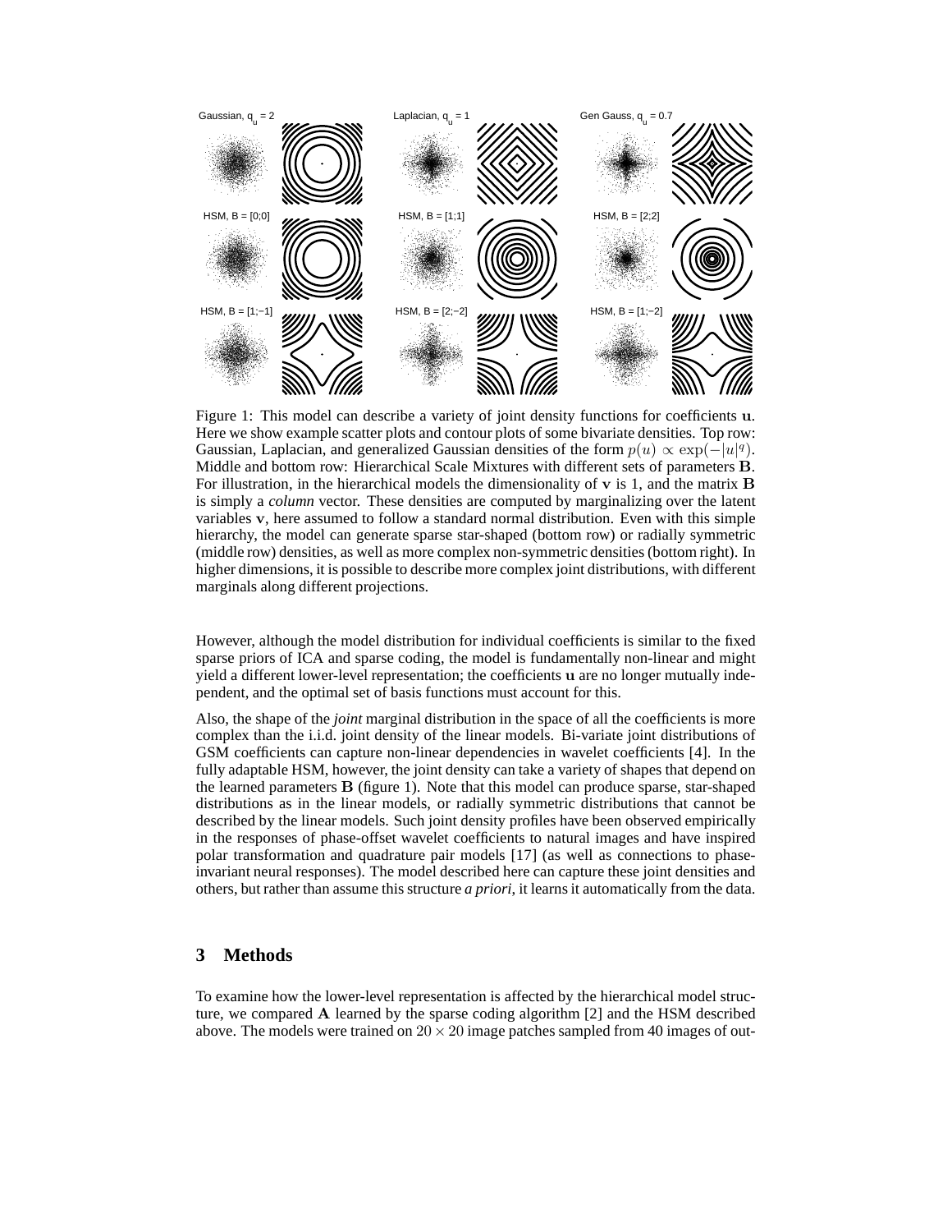Gaussian, $q_u = 2$ | Laplacian, $q_u = 1$ | Gen Gauss, $q_u = 0.7$

HSM, B = [0;0] | HSM, B = [1;1] | HSM, B = [2;2]

HSM, B = [1;−1] | HSM, B = [2;−2] | HSM, B = [1;−2]

Figure 1: This model can describe a variety of joint density functions for coefficients $\mathbf{u}$. Here we show example scatter plots and contour plots of some bivariate densities. Top row: Gaussian, Laplacian, and generalized Gaussian densities of the form $p(u) \propto \exp(-|u|^q)$. Middle and bottom row: Hierarchical Scale Mixtures with different sets of parameters $\mathbf{B}$. For illustration, in the hierarchical models the dimensionality of $\mathbf{v}$ is 1, and the matrix $\mathbf{B}$ is simply a *column* vector. These densities are computed by marginalizing over the latent variables $\mathbf{v}$, here assumed to follow a standard normal distribution. Even with this simple hierarchy, the model can generate sparse star-shaped (bottom row) or radially symmetric (middle row) densities, as well as more complex non-symmetric densities (bottom right). In higher dimensions, it is possible to describe more complex joint distributions, with different marginals along different projections.

However, although the model distribution for individual coefficients is similar to the fixed sparse priors of ICA and sparse coding, the model is fundamentally non-linear and might yield a different lower-level representation; the coefficients $\mathbf{u}$ are no longer mutually independent, and the optimal set of basis functions must account for this.

Also, the shape of the *joint* marginal distribution in the space of all the coefficients is more complex than the i.i.d. joint density of the linear models. Bi-variate joint distributions of GSM coefficients can capture non-linear dependencies in wavelet coefficients [4]. In the fully adaptable HSM, however, the joint density can take a variety of shapes that depend on the learned parameters $\mathbf{B}$ (figure 1). Note that this model can produce sparse, star-shaped distributions as in the linear models, or radially symmetric distributions that cannot be described by the linear models. Such joint density profiles have been observed empirically in the responses of phase-offset wavelet coefficients to natural images and have inspired polar transformation and quadrature pair models [17] (as well as connections to phase-invariant neural responses). The model described here can capture these joint densities and others, but rather than assume this structure *a priori*, it learns it automatically from the data.

## 3 Methods

To examine how the lower-level representation is affected by the hierarchical model structure, we compared $\mathbf{A}$ learned by the sparse coding algorithm [2] and the HSM described above. The models were trained on $20 \times 20$ image patches sampled from 40 images of out-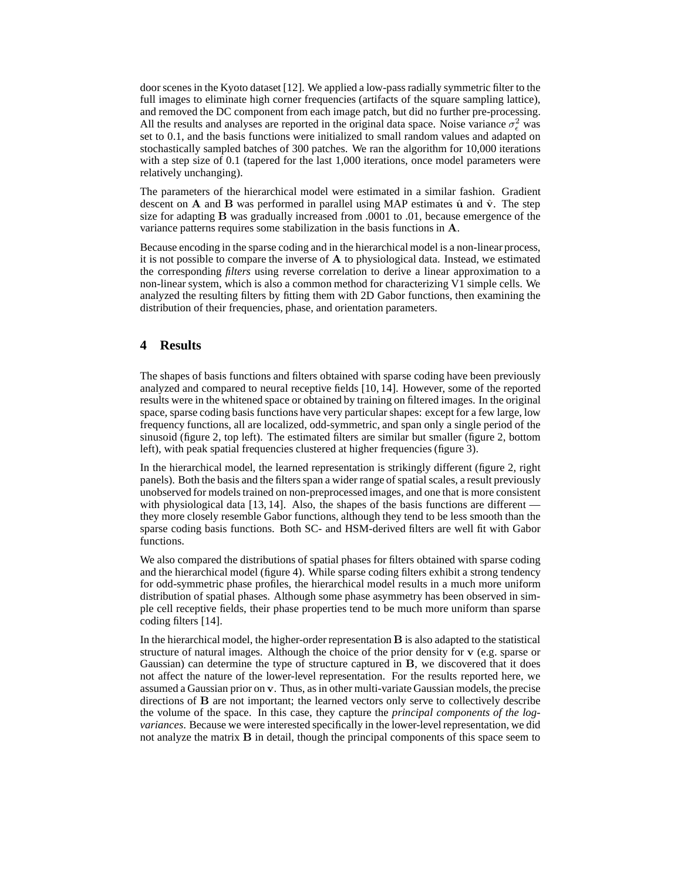door scenes in the Kyoto dataset [12]. We applied a low-pass radially symmetric filter to the full images to eliminate high corner frequencies (artifacts of the square sampling lattice), and removed the DC component from each image patch, but did no further pre-processing. All the results and analyses are reported in the original data space. Noise variance $\sigma_\epsilon^2$ was set to 0.1, and the basis functions were initialized to small random values and adapted on stochastically sampled batches of 300 patches. We ran the algorithm for 10,000 iterations with a step size of 0.1 (tapered for the last 1,000 iterations, once model parameters were relatively unchanging).

The parameters of the hierarchical model were estimated in a similar fashion. Gradient descent on $\mathbf{A}$ and $\mathbf{B}$ was performed in parallel using MAP estimates $\hat{\mathbf{u}}$ and $\hat{\mathbf{v}}$. The step size for adapting $\mathbf{B}$ was gradually increased from .0001 to .01, because emergence of the variance patterns requires some stabilization in the basis functions in $\mathbf{A}$.

Because encoding in the sparse coding and in the hierarchical model is a non-linear process, it is not possible to compare the inverse of $\mathbf{A}$ to physiological data. Instead, we estimated the corresponding *filters* using reverse correlation to derive a linear approximation to a non-linear system, which is also a common method for characterizing V1 simple cells. We analyzed the resulting filters by fitting them with 2D Gabor functions, then examining the distribution of their frequencies, phase, and orientation parameters.

## 4 Results

The shapes of basis functions and filters obtained with sparse coding have been previously analyzed and compared to neural receptive fields [10, 14]. However, some of the reported results were in the whitened space or obtained by training on filtered images. In the original space, sparse coding basis functions have very particular shapes: except for a few large, low frequency functions, all are localized, odd-symmetric, and span only a single period of the sinusoid (figure 2, top left). The estimated filters are similar but smaller (figure 2, bottom left), with peak spatial frequencies clustered at higher frequencies (figure 3).

In the hierarchical model, the learned representation is strikingly different (figure 2, right panels). Both the basis and the filters span a wider range of spatial scales, a result previously unobserved for models trained on non-preprocessed images, and one that is more consistent with physiological data [13, 14]. Also, the shapes of the basis functions are different — they more closely resemble Gabor functions, although they tend to be less smooth than the sparse coding basis functions. Both SC- and HSM-derived filters are well fit with Gabor functions.

We also compared the distributions of spatial phases for filters obtained with sparse coding and the hierarchical model (figure 4). While sparse coding filters exhibit a strong tendency for odd-symmetric phase profiles, the hierarchical model results in a much more uniform distribution of spatial phases. Although some phase asymmetry has been observed in simple cell receptive fields, their phase properties tend to be much more uniform than sparse coding filters [14].

In the hierarchical model, the higher-order representation $\mathbf{B}$ is also adapted to the statistical structure of natural images. Although the choice of the prior density for $\mathbf{v}$ (e.g. sparse or Gaussian) can determine the type of structure captured in $\mathbf{B}$, we discovered that it does not affect the nature of the lower-level representation. For the results reported here, we assumed a Gaussian prior on $\mathbf{v}$. Thus, as in other multi-variate Gaussian models, the precise directions of $\mathbf{B}$ are not important; the learned vectors only serve to collectively describe the volume of the space. In this case, they capture the *principal components of the log-variances*. Because we were interested specifically in the lower-level representation, we did not analyze the matrix $\mathbf{B}$ in detail, though the principal components of this space seem to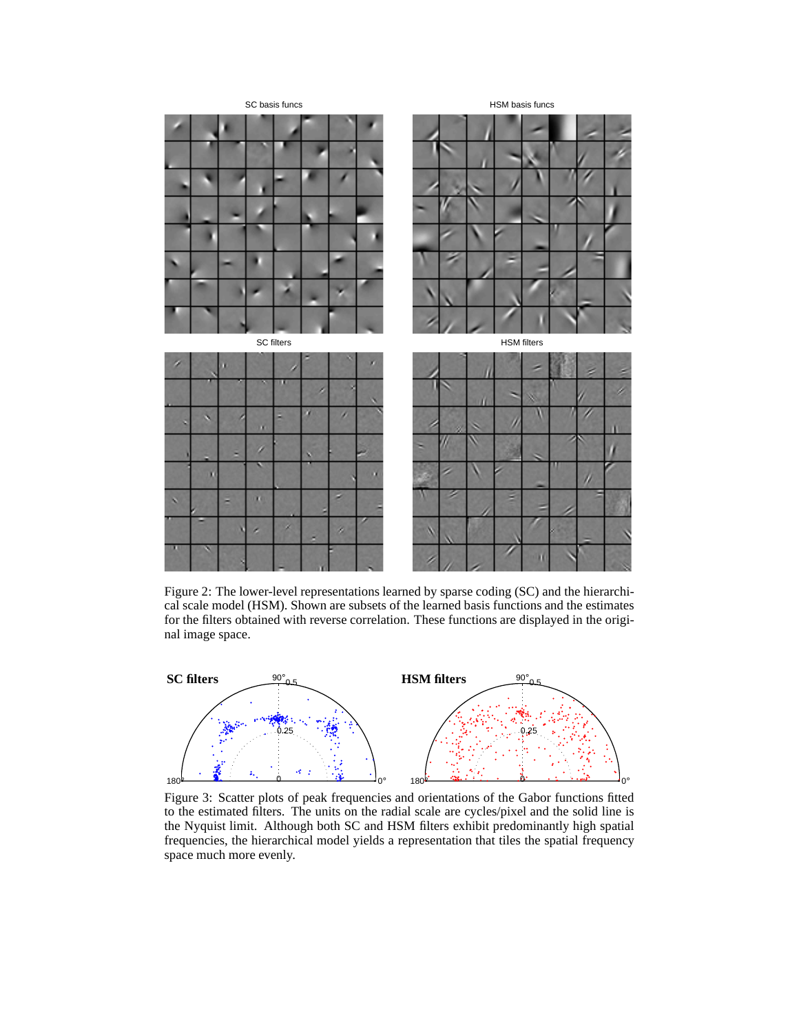Figure 2: The lower-level representations learned by sparse coding (SC) and the hierarchical scale model (HSM). Shown are subsets of the learned basis functions and the estimates for the filters obtained with reverse correlation. These functions are displayed in the original image space.

Figure 3: Scatter plots of peak frequencies and orientations of the Gabor functions fitted to the estimated filters. The units on the radial scale are cycles/pixel and the solid line is the Nyquist limit. Although both SC and HSM filters exhibit predominantly high spatial frequencies, the hierarchical model yields a representation that tiles the spatial frequency space much more evenly.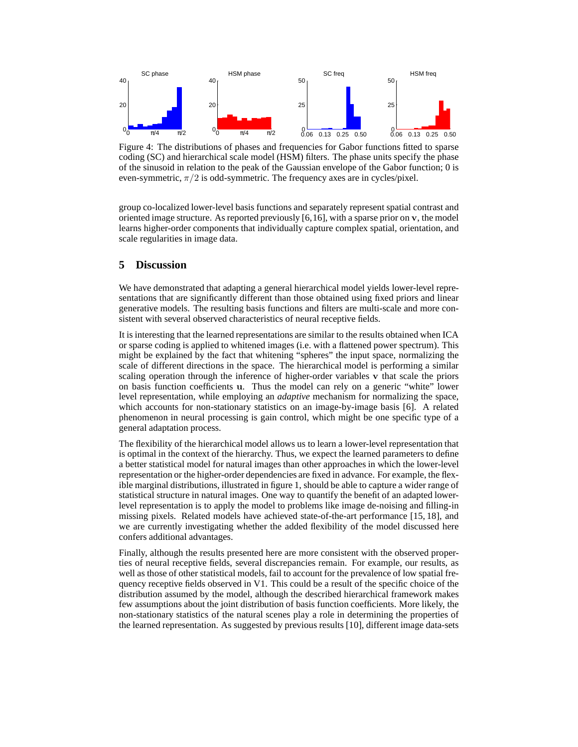Figure 4: The distributions of phases and frequencies for Gabor functions fitted to sparse coding (SC) and hierarchical scale model (HSM) filters. The phase units specify the phase of the sinusoid in relation to the peak of the Gaussian envelope of the Gabor function; 0 is even-symmetric, $\pi/2$ is odd-symmetric. The frequency axes are in cycles/pixel.

group co-localized lower-level basis functions and separately represent spatial contrast and oriented image structure. As reported previously [6,16], with a sparse prior on $\mathbf{v}$, the model learns higher-order components that individually capture complex spatial, orientation, and scale regularities in image data.

## 5 Discussion

We have demonstrated that adapting a general hierarchical model yields lower-level representations that are significantly different than those obtained using fixed priors and linear generative models. The resulting basis functions and filters are multi-scale and more consistent with several observed characteristics of neural receptive fields.

It is interesting that the learned representations are similar to the results obtained when ICA or sparse coding is applied to whitened images (i.e. with a flattened power spectrum). This might be explained by the fact that whitening "spheres" the input space, normalizing the scale of different directions in the space. The hierarchical model is performing a similar scaling operation through the inference of higher-order variables $\mathbf{v}$ that scale the priors on basis function coefficients $\mathbf{u}$. Thus the model can rely on a generic "white" lower level representation, while employing an *adaptive* mechanism for normalizing the space, which accounts for non-stationary statistics on an image-by-image basis [6]. A related phenomenon in neural processing is gain control, which might be one specific type of a general adaptation process.

The flexibility of the hierarchical model allows us to learn a lower-level representation that is optimal in the context of the hierarchy. Thus, we expect the learned parameters to define a better statistical model for natural images than other approaches in which the lower-level representation or the higher-order dependencies are fixed in advance. For example, the flexible marginal distributions, illustrated in figure 1, should be able to capture a wider range of statistical structure in natural images. One way to quantify the benefit of an adapted lower-level representation is to apply the model to problems like image de-noising and filling-in missing pixels. Related models have achieved state-of-the-art performance [15, 18], and we are currently investigating whether the added flexibility of the model discussed here confers additional advantages.

Finally, although the results presented here are more consistent with the observed properties of neural receptive fields, several discrepancies remain. For example, our results, as well as those of other statistical models, fail to account for the prevalence of low spatial frequency receptive fields observed in V1. This could be a result of the specific choice of the distribution assumed by the model, although the described hierarchical framework makes few assumptions about the joint distribution of basis function coefficients. More likely, the non-stationary statistics of the natural scenes play a role in determining the properties of the learned representation. As suggested by previous results [10], different image data-sets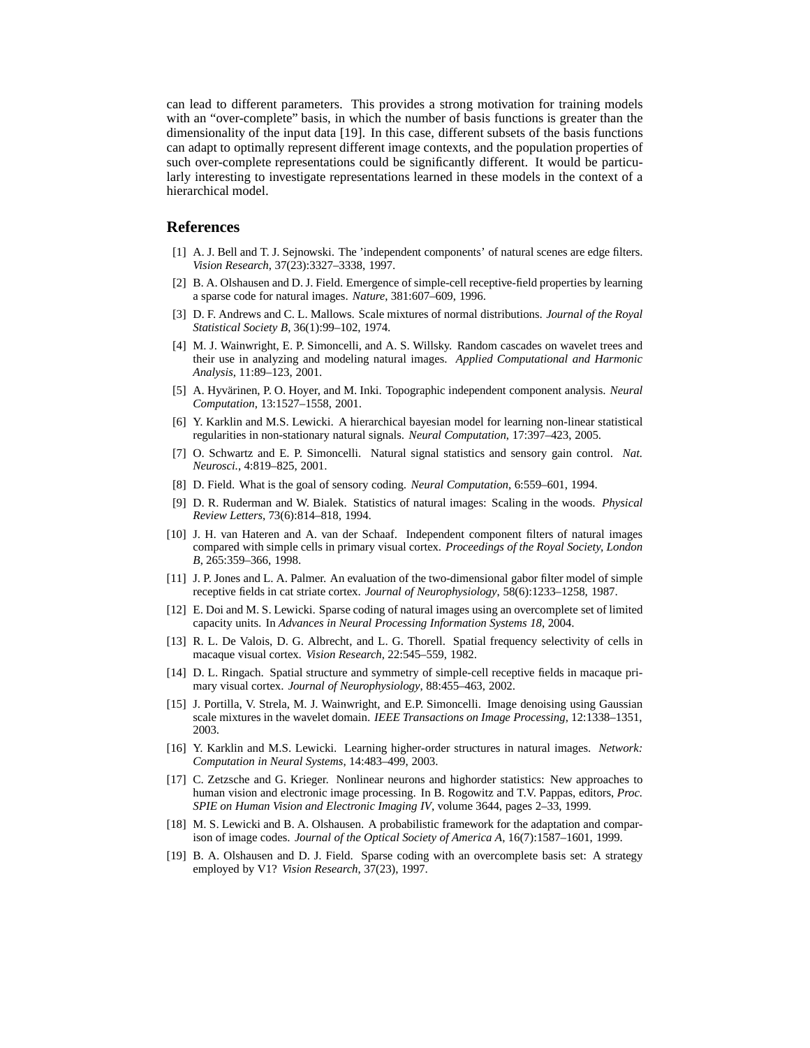can lead to different parameters. This provides a strong motivation for training models with an "over-complete" basis, in which the number of basis functions is greater than the dimensionality of the input data [19]. In this case, different subsets of the basis functions can adapt to optimally represent different image contexts, and the population properties of such over-complete representations could be significantly different. It would be particularly interesting to investigate representations learned in these models in the context of a hierarchical model.

## References

[1] A. J. Bell and T. J. Sejnowski. The 'independent components' of natural scenes are edge filters. *Vision Research*, 37(23):3327–3338, 1997.

[2] B. A. Olshausen and D. J. Field. Emergence of simple-cell receptive-field properties by learning a sparse code for natural images. *Nature*, 381:607–609, 1996.

[3] D. F. Andrews and C. L. Mallows. Scale mixtures of normal distributions. *Journal of the Royal Statistical Society B*, 36(1):99–102, 1974.

[4] M. J. Wainwright, E. P. Simoncelli, and A. S. Willsky. Random cascades on wavelet trees and their use in analyzing and modeling natural images. *Applied Computational and Harmonic Analysis*, 11:89–123, 2001.

[5] A. Hyvärinen, P. O. Hoyer, and M. Inki. Topographic independent component analysis. *Neural Computation*, 13:1527–1558, 2001.

[6] Y. Karklin and M.S. Lewicki. A hierarchical bayesian model for learning non-linear statistical regularities in non-stationary natural signals. *Neural Computation*, 17:397–423, 2005.

[7] O. Schwartz and E. P. Simoncelli. Natural signal statistics and sensory gain control. *Nat. Neurosci.*, 4:819–825, 2001.

[8] D. Field. What is the goal of sensory coding. *Neural Computation*, 6:559–601, 1994.

[9] D. R. Ruderman and W. Bialek. Statistics of natural images: Scaling in the woods. *Physical Review Letters*, 73(6):814–818, 1994.

[10] J. H. van Hateren and A. van der Schaaf. Independent component filters of natural images compared with simple cells in primary visual cortex. *Proceedings of the Royal Society, London B*, 265:359–366, 1998.

[11] J. P. Jones and L. A. Palmer. An evaluation of the two-dimensional gabor filter model of simple receptive fields in cat striate cortex. *Journal of Neurophysiology*, 58(6):1233–1258, 1987.

[12] E. Doi and M. S. Lewicki. Sparse coding of natural images using an overcomplete set of limited capacity units. In *Advances in Neural Processing Information Systems 18*, 2004.

[13] R. L. De Valois, D. G. Albrecht, and L. G. Thorell. Spatial frequency selectivity of cells in macaque visual cortex. *Vision Research*, 22:545–559, 1982.

[14] D. L. Ringach. Spatial structure and symmetry of simple-cell receptive fields in macaque primary visual cortex. *Journal of Neurophysiology*, 88:455–463, 2002.

[15] J. Portilla, V. Strela, M. J. Wainwright, and E.P. Simoncelli. Image denoising using Gaussian scale mixtures in the wavelet domain. *IEEE Transactions on Image Processing*, 12:1338–1351, 2003.

[16] Y. Karklin and M.S. Lewicki. Learning higher-order structures in natural images. *Network: Computation in Neural Systems*, 14:483–499, 2003.

[17] C. Zetzsche and G. Krieger. Nonlinear neurons and highorder statistics: New approaches to human vision and electronic image processing. In B. Rogowitz and T.V. Pappas, editors, *Proc. SPIE on Human Vision and Electronic Imaging IV*, volume 3644, pages 2–33, 1999.

[18] M. S. Lewicki and B. A. Olshausen. A probabilistic framework for the adaptation and comparison of image codes. *Journal of the Optical Society of America A*, 16(7):1587–1601, 1999.

[19] B. A. Olshausen and D. J. Field. Sparse coding with an overcomplete basis set: A strategy employed by V1? *Vision Research*, 37(23), 1997.